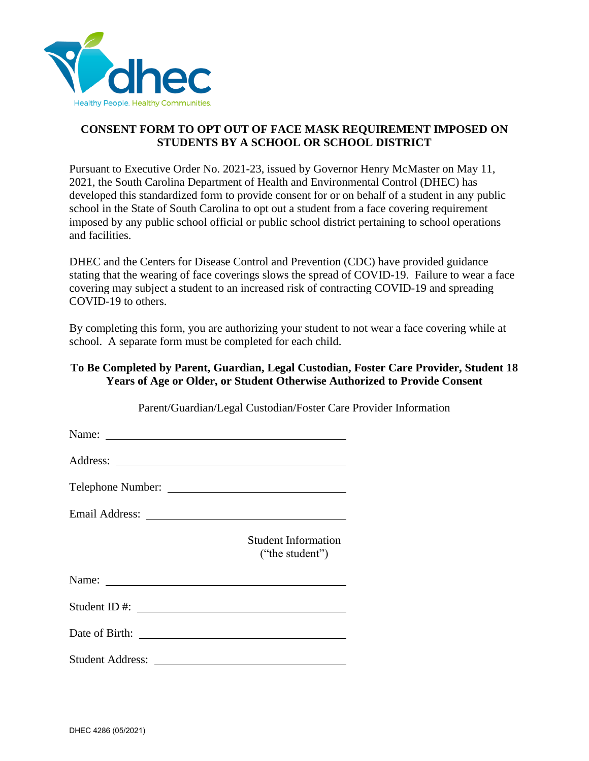dhec

Healthy People. Healthy Communities.

## CONSENT FORM TO OPT OUT OF FACE MASK REQUIREMENT IMPOSED ON STUDENTS BY A SCHOOL OR SCHOOL DISTRICT

Pursuant to Executive Order No. 2021-23, issued by Governor Henry McMaster on May 11, 2021, the South Carolina Department of Health and Environmental Control (DHEC) has developed this standardized form to provide consent for or on behalf of a student in any public school in the State of South Carolina to opt out a student from a face covering requirement imposed by any public school official or public school district pertaining to school operations and facilities.

DHEC and the Centers for Disease Control and Prevention (CDC) have provided guidance stating that the wearing of face coverings slows the spread of COVID-19. Failure to wear a face covering may subject a student to an increased risk of contracting COVID-19 and spreading COVID-19 to others.

By completing this form, you are authorizing your student to not wear a face covering while at school. A separate form must be completed for each child.

**To Be Completed by Parent, Guardian, Legal Custodian, Foster Care Provider, Student 18 Years of Age or Older, or Student Otherwise Authorized to Provide Consent**

Parent/Guardian/Legal Custodian/Foster Care Provider Information

Name: ______________________________

Address: ______________________________

Telephone Number: ______________________________

Email Address: ______________________________

Student Information
("the student")

Name: ______________________________

Student ID #: ______________________________

Date of Birth: ______________________________

Student Address: ______________________________

DHEC 4286 (05/2021)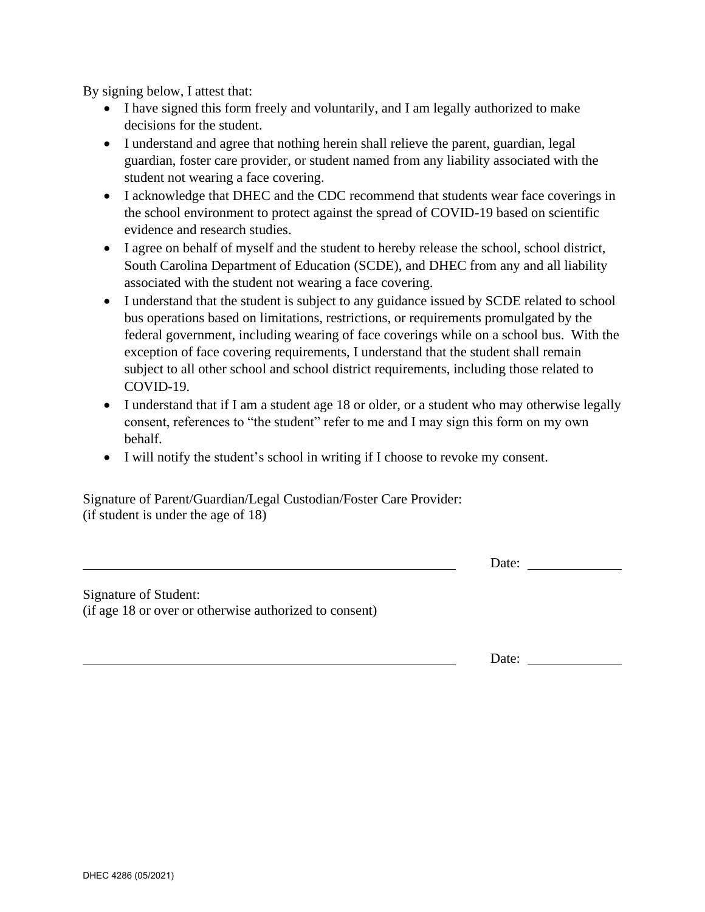By signing below, I attest that:

- I have signed this form freely and voluntarily, and I am legally authorized to make decisions for the student.
- I understand and agree that nothing herein shall relieve the parent, guardian, legal guardian, foster care provider, or student named from any liability associated with the student not wearing a face covering.
- I acknowledge that DHEC and the CDC recommend that students wear face coverings in the school environment to protect against the spread of COVID-19 based on scientific evidence and research studies.
- I agree on behalf of myself and the student to hereby release the school, school district, South Carolina Department of Education (SCDE), and DHEC from any and all liability associated with the student not wearing a face covering.
- I understand that the student is subject to any guidance issued by SCDE related to school bus operations based on limitations, restrictions, or requirements promulgated by the federal government, including wearing of face coverings while on a school bus. With the exception of face covering requirements, I understand that the student shall remain subject to all other school and school district requirements, including those related to COVID-19.
- I understand that if I am a student age 18 or older, or a student who may otherwise legally consent, references to "the student" refer to me and I may sign this form on my own behalf.
- I will notify the student's school in writing if I choose to revoke my consent.

Signature of Parent/Guardian/Legal Custodian/Foster Care Provider:
(if student is under the age of 18)

\_\_\_\_\_\_\_\_\_\_\_\_\_\_\_\_\_\_\_\_\_\_\_\_\_\_\_\_\_\_\_\_\_\_\_\_\_\_\_\_\_\_\_\_ Date: \_\_\_\_\_\_\_\_\_\_\_\_

Signature of Student:
(if age 18 or over or otherwise authorized to consent)

\_\_\_\_\_\_\_\_\_\_\_\_\_\_\_\_\_\_\_\_\_\_\_\_\_\_\_\_\_\_\_\_\_\_\_\_\_\_\_\_\_\_\_\_ Date: \_\_\_\_\_\_\_\_\_\_\_\_

DHEC 4286 (05/2021)